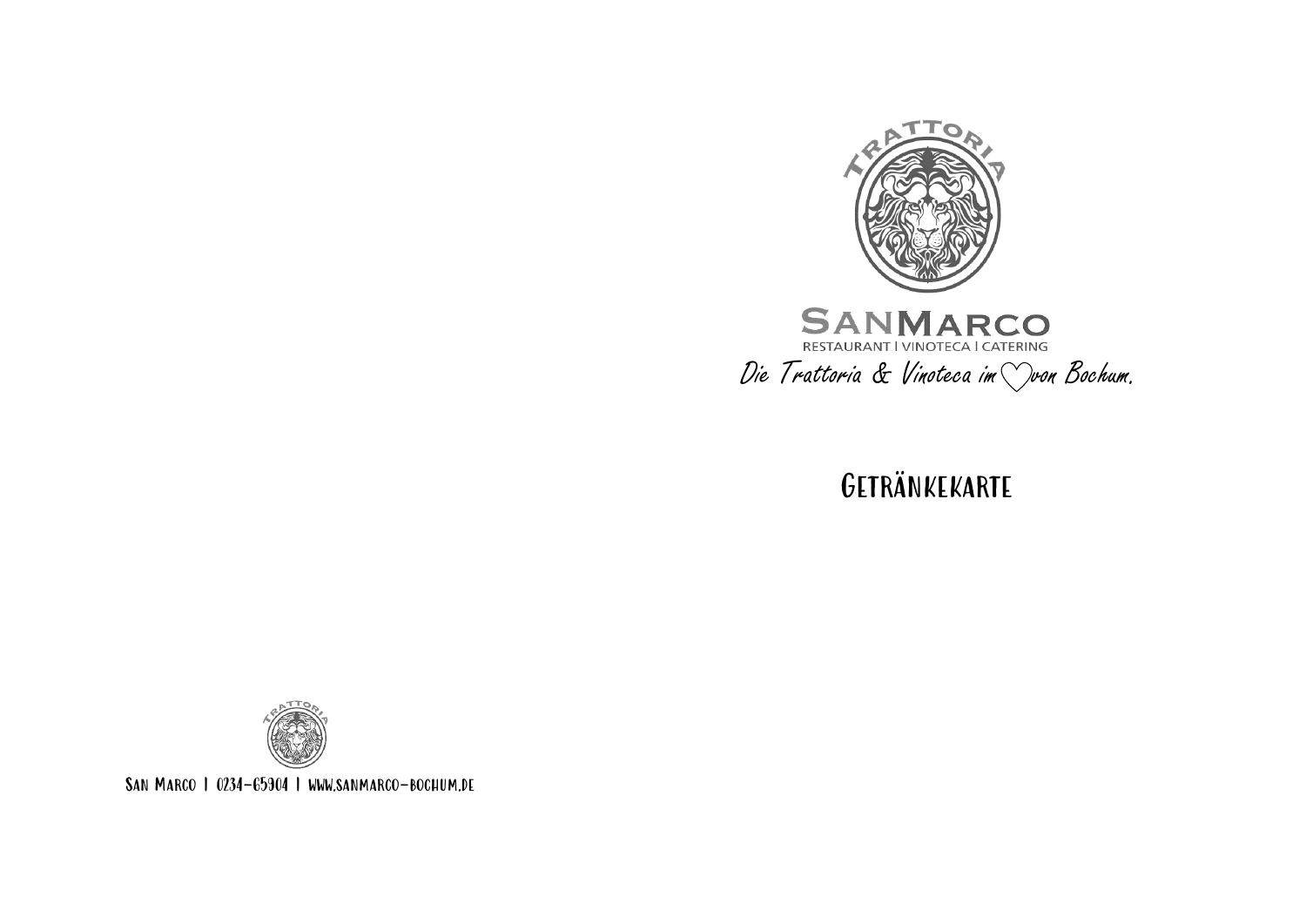TRATTORIA

SANMARCO

RESTAURANT | VINOTECA | CATERING

*Die Trattoria & Vinoteca im ♡ von Bochum.*

# Getränkekarte

TRATTORIA

San Marco | 0234-65904 | www.sanmarco-bochum.de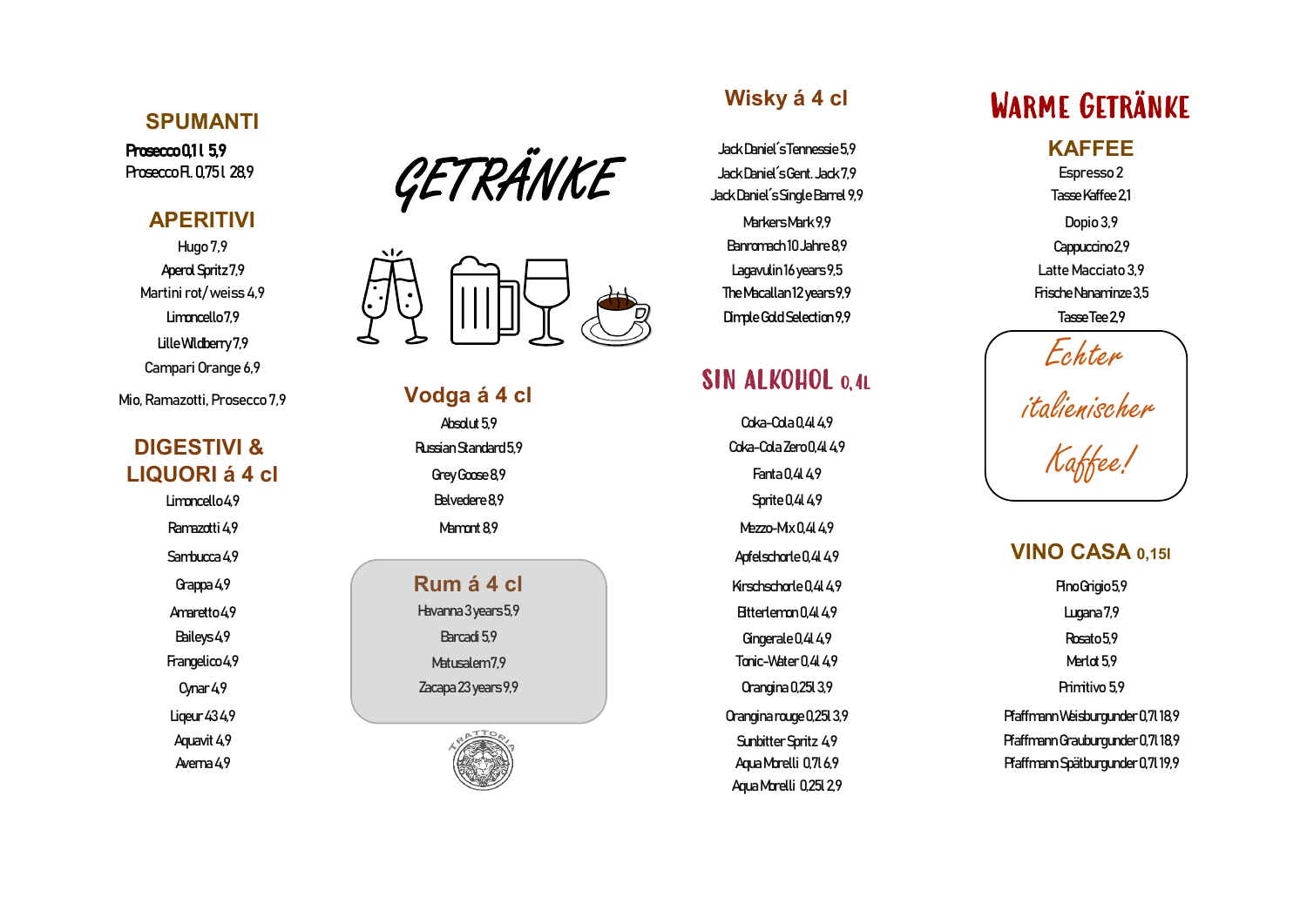# GETRÄNKE

## SPUMANTI

**Prosecco 0,1 l 5,9**
Prosecco Fl. 0,75 l 28,9

## APERITIVI

Hugo 7,9
Aperol Spritz 7,9
Martini rot/weiss 4,9
Limoncello 7,9
Lille Wildberry 7,9
Campari Orange 6,9
Mio, Ramazotti, Prosecco 7,9

## DIGESTIVI & LIQUORI á 4 cl

Limoncello 4,9
Ramazotti 4,9
Sambucca 4,9
Grappa 4,9
Amaretto 4,9
Baileys 4,9
Frangelico 4,9
Cynar 4,9
Liqeur 43 4,9
Aquavit 4,9
Averna 4,9

## Vodga á 4 cl

Absolut 5,9
Russian Standard 5,9
Grey Goose 8,9
Belvedere 8,9
Mamont 8,9

## Rum á 4 cl

Havanna 3 years 5,9
Barcadi 5,9
Matusalem 7,9
Zacapa 23 years 9,9

TRATTORIA

## Wisky á 4 cl

Jack Daniel´s Tennessie 5,9
Jack Daniel´s Gent. Jack 7,9
Jack Daniel´s Single Barrel 9,9
Markers Mark 9,9
Banromach 10 Jahre 8,9
Lagavulin 16 years 9,5
The Macallan 12 years 9,9
Dimple Gold Selection 9,9

## SIN ALKOHOL 0,4L

Coka-Cola 0,4l 4,9
Coka-Cola Zero 0,4l 4,9
Fanta 0,4l 4,9
Sprite 0,4l 4,9
Mezzo-Mix 0,4l 4,9
Apfelschorle 0,4l 4,9
Kirschschorle 0,4l 4,9
Bitterlemon 0,4l 4,9
Gingerale 0,4l 4,9
Tonic-Water 0,4l 4,9
Orangina 0,25l 3,9
Orangina rouge 0,25l 3,9
Sunbitter Spritz 4,9
Aqua Morelli 0,7l 6,9
Aqua Morelli 0,25l 2,9

# WARME GETRÄNKE

## KAFFEE

Espresso 2
Tasse Kaffee 2,1
Dopio 3,9
Cappuccino 2,9
Latte Macciato 3,9
Frische Nanaminze 3,5
Tasse Tee 2,9

*Echter italienischer Kaffee!*

## VINO CASA 0,15l

Pino Grigio 5,9
Lugana 7,9
Rosato 5,9
Merlot 5,9
Primitivo 5,9
Pfaffmann Weisburgunder 0,7l 18,9
Pfaffmann Grauburgunder 0,7l 18,9
Pfaffmann Spätburgunder 0,7l 19,9